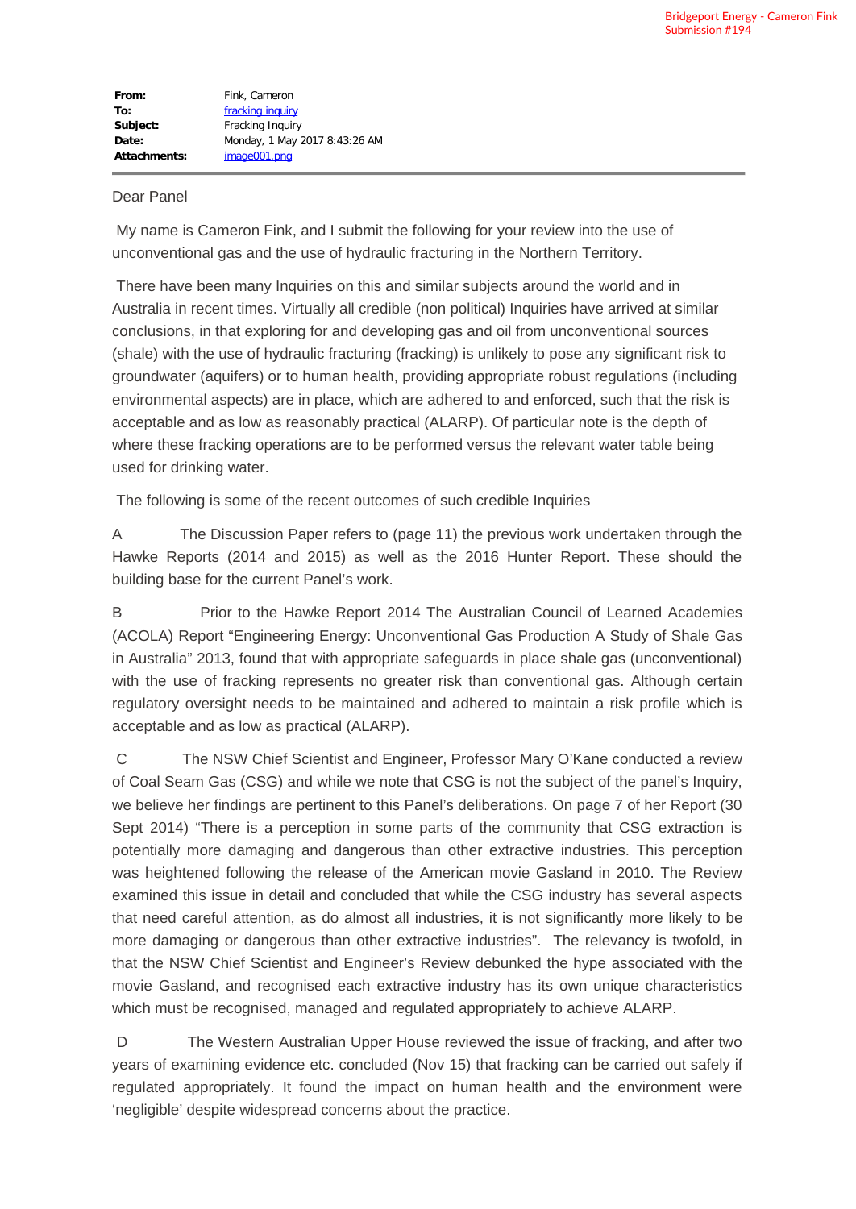Bridgeport Energy - Cameron Fink
Submission #194

| | |
|---|---|
| **From:** | Fink, Cameron |
| **To:** | fracking inquiry |
| **Subject:** | Fracking Inquiry |
| **Date:** | Monday, 1 May 2017 8:43:26 AM |
| **Attachments:** | image001.png |

Dear Panel

My name is Cameron Fink, and I submit the following for your review into the use of unconventional gas and the use of hydraulic fracturing in the Northern Territory.

There have been many Inquiries on this and similar subjects around the world and in Australia in recent times. Virtually all credible (non political) Inquiries have arrived at similar conclusions, in that exploring for and developing gas and oil from unconventional sources (shale) with the use of hydraulic fracturing (fracking) is unlikely to pose any significant risk to groundwater (aquifers) or to human health, providing appropriate robust regulations (including environmental aspects) are in place, which are adhered to and enforced, such that the risk is acceptable and as low as reasonably practical (ALARP). Of particular note is the depth of where these fracking operations are to be performed versus the relevant water table being used for drinking water.

The following is some of the recent outcomes of such credible Inquiries

A The Discussion Paper refers to (page 11) the previous work undertaken through the Hawke Reports (2014 and 2015) as well as the 2016 Hunter Report. These should the building base for the current Panel's work.

B Prior to the Hawke Report 2014 The Australian Council of Learned Academies (ACOLA) Report "Engineering Energy: Unconventional Gas Production A Study of Shale Gas in Australia" 2013, found that with appropriate safeguards in place shale gas (unconventional) with the use of fracking represents no greater risk than conventional gas. Although certain regulatory oversight needs to be maintained and adhered to maintain a risk profile which is acceptable and as low as practical (ALARP).

C The NSW Chief Scientist and Engineer, Professor Mary O'Kane conducted a review of Coal Seam Gas (CSG) and while we note that CSG is not the subject of the panel's Inquiry, we believe her findings are pertinent to this Panel's deliberations. On page 7 of her Report (30 Sept 2014) "There is a perception in some parts of the community that CSG extraction is potentially more damaging and dangerous than other extractive industries. This perception was heightened following the release of the American movie Gasland in 2010. The Review examined this issue in detail and concluded that while the CSG industry has several aspects that need careful attention, as do almost all industries, it is not significantly more likely to be more damaging or dangerous than other extractive industries". The relevancy is twofold, in that the NSW Chief Scientist and Engineer's Review debunked the hype associated with the movie Gasland, and recognised each extractive industry has its own unique characteristics which must be recognised, managed and regulated appropriately to achieve ALARP.

D The Western Australian Upper House reviewed the issue of fracking, and after two years of examining evidence etc. concluded (Nov 15) that fracking can be carried out safely if regulated appropriately. It found the impact on human health and the environment were 'negligible' despite widespread concerns about the practice.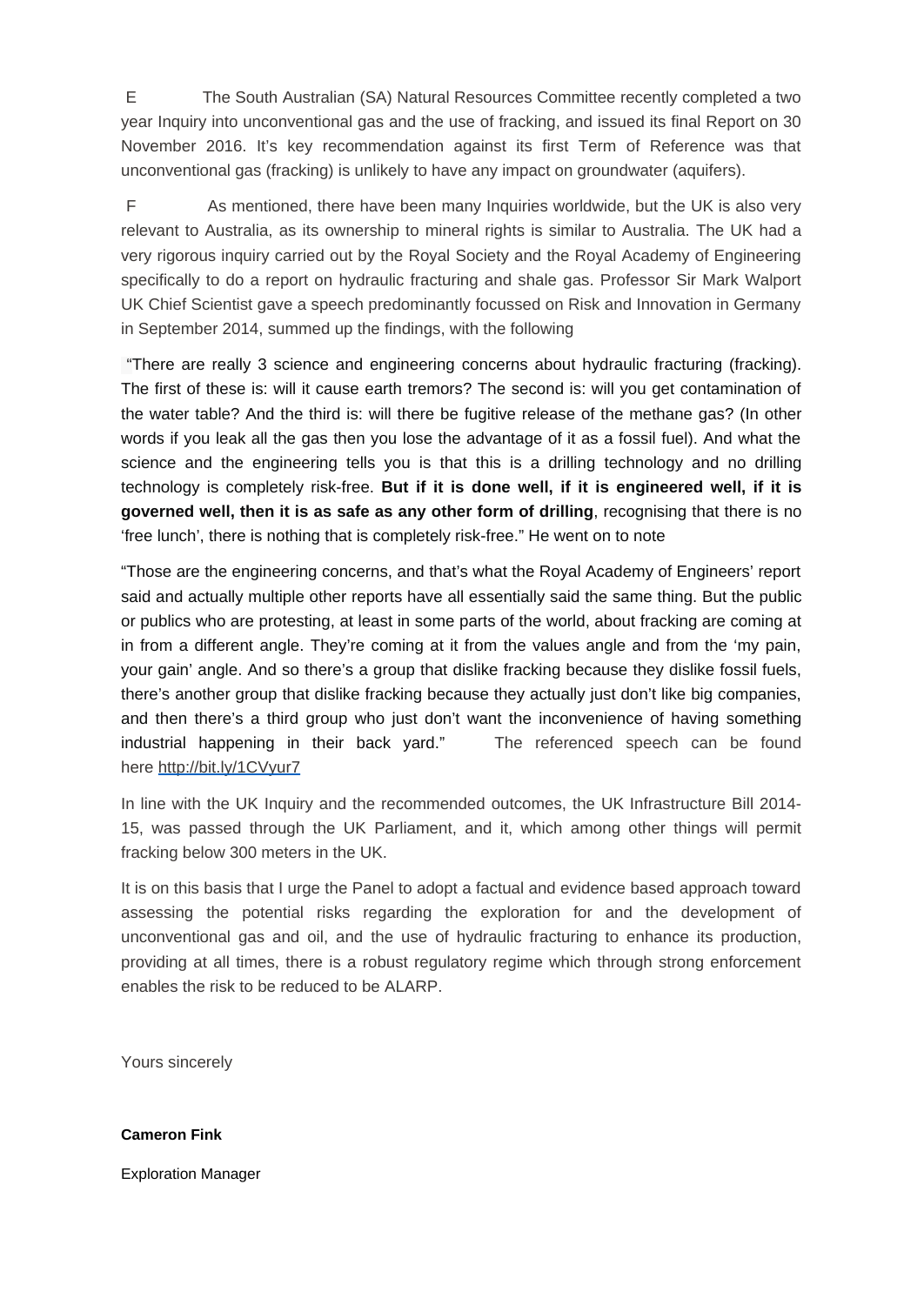E The South Australian (SA) Natural Resources Committee recently completed a two year Inquiry into unconventional gas and the use of fracking, and issued its final Report on 30 November 2016. It's key recommendation against its first Term of Reference was that unconventional gas (fracking) is unlikely to have any impact on groundwater (aquifers).

F As mentioned, there have been many Inquiries worldwide, but the UK is also very relevant to Australia, as its ownership to mineral rights is similar to Australia. The UK had a very rigorous inquiry carried out by the Royal Society and the Royal Academy of Engineering specifically to do a report on hydraulic fracturing and shale gas. Professor Sir Mark Walport UK Chief Scientist gave a speech predominantly focussed on Risk and Innovation in Germany in September 2014, summed up the findings, with the following

"There are really 3 science and engineering concerns about hydraulic fracturing (fracking). The first of these is: will it cause earth tremors? The second is: will you get contamination of the water table? And the third is: will there be fugitive release of the methane gas? (In other words if you leak all the gas then you lose the advantage of it as a fossil fuel). And what the science and the engineering tells you is that this is a drilling technology and no drilling technology is completely risk-free. **But if it is done well, if it is engineered well, if it is governed well, then it is as safe as any other form of drilling**, recognising that there is no 'free lunch', there is nothing that is completely risk-free." He went on to note

"Those are the engineering concerns, and that's what the Royal Academy of Engineers' report said and actually multiple other reports have all essentially said the same thing. But the public or publics who are protesting, at least in some parts of the world, about fracking are coming at in from a different angle. They're coming at it from the values angle and from the 'my pain, your gain' angle. And so there's a group that dislike fracking because they dislike fossil fuels, there's another group that dislike fracking because they actually just don't like big companies, and then there's a third group who just don't want the inconvenience of having something industrial happening in their back yard." The referenced speech can be found here http://bit.ly/1CVyur7

In line with the UK Inquiry and the recommended outcomes, the UK Infrastructure Bill 2014-15, was passed through the UK Parliament, and it, which among other things will permit fracking below 300 meters in the UK.

It is on this basis that I urge the Panel to adopt a factual and evidence based approach toward assessing the potential risks regarding the exploration for and the development of unconventional gas and oil, and the use of hydraulic fracturing to enhance its production, providing at all times, there is a robust regulatory regime which through strong enforcement enables the risk to be reduced to be ALARP.

Yours sincerely

**Cameron Fink**

Exploration Manager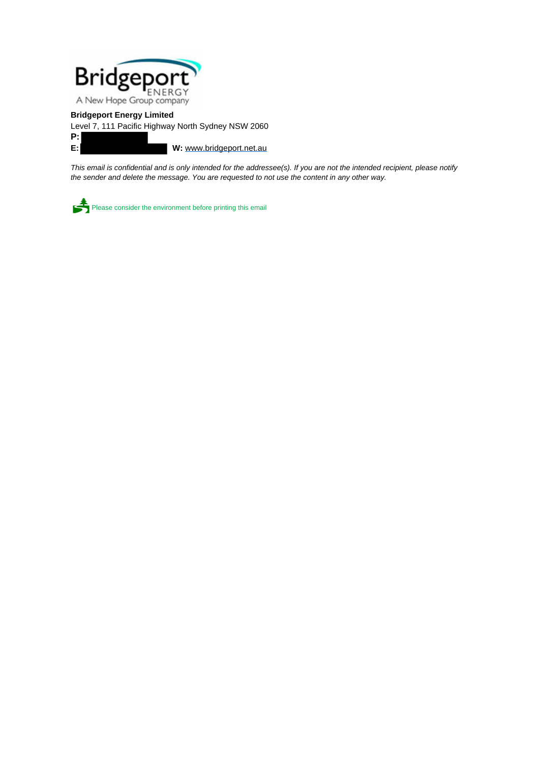**Bridgeport Energy Limited**
Level 7, 111 Pacific Highway North Sydney NSW 2060
**P:**
**E:** **W:** www.bridgeport.net.au

*This email is confidential and is only intended for the addressee(s). If you are not the intended recipient, please notify the sender and delete the message. You are requested to not use the content in any other way.*

Please consider the environment before printing this email